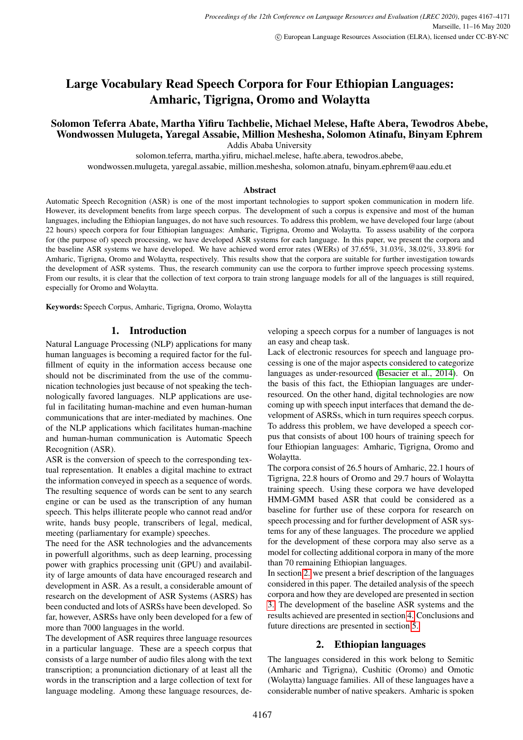# Large Vocabulary Read Speech Corpora for Four Ethiopian Languages: Amharic, Tigrigna, Oromo and Wolaytta

**Solomon Teferra Abate, Martha Yifiru Tachbelie, Michael Melese, Hafte Abera, Tewodros Abebe, Wondwossen Mulugeta, Yaregal Assabie, Million Meshesha, Solomon Atinafu, Binyam Ephrem**

Addis Ababa University

solomon.teferra, martha.yifiru, michael.melese, hafte.abera, tewodros.abebe, wondwossen.mulugeta, yaregal.assabie, million.meshesha, solomon.atnafu, binyam.ephrem@aau.edu.et

### Abstract

Automatic Speech Recognition (ASR) is one of the most important technologies to support spoken communication in modern life. However, its development benefits from large speech corpus. The development of such a corpus is expensive and most of the human languages, including the Ethiopian languages, do not have such resources. To address this problem, we have developed four large (about 22 hours) speech corpora for four Ethiopian languages: Amharic, Tigrigna, Oromo and Wolaytta. To assess usability of the corpora for (the purpose of) speech processing, we have developed ASR systems for each language. In this paper, we present the corpora and the baseline ASR systems we have developed. We have achieved word error rates (WERs) of 37.65%, 31.03%, 38.02%, 33.89% for Amharic, Tigrigna, Oromo and Wolaytta, respectively. This results show that the corpora are suitable for further investigation towards the development of ASR systems. Thus, the research community can use the corpora to further improve speech processing systems. From our results, it is clear that the collection of text corpora to train strong language models for all of the languages is still required, especially for Oromo and Wolaytta.

**Keywords:** Speech Corpus, Amharic, Tigrigna, Oromo, Wolaytta

## 1. Introduction

Natural Language Processing (NLP) applications for many human languages is becoming a required factor for the fulfillment of equity in the information access because one should not be discriminated from the use of the communication technologies just because of not speaking the technologically favored languages. NLP applications are useful in facilitating human-machine and even human-human communications that are inter-mediated by machines. One of the NLP applications which facilitates human-machine and human-human communication is Automatic Speech Recognition (ASR).

ASR is the conversion of speech to the corresponding textual representation. It enables a digital machine to extract the information conveyed in speech as a sequence of words. The resulting sequence of words can be sent to any search engine or can be used as the transcription of any human speech. This helps illiterate people who cannot read and/or write, hands busy people, transcribers of legal, medical, meeting (parliamentary for example) speeches.

The need for the ASR technologies and the advancements in powerfull algorithms, such as deep learning, processing power with graphics processing unit (GPU) and availability of large amounts of data have encouraged research and development in ASR. As a result, a considerable amount of research on the development of ASR Systems (ASRS) has been conducted and lots of ASRSs have been developed. So far, however, ASRSs have only been developed for a few of more than 7000 languages in the world.

The development of ASR requires three language resources in a particular language. These are a speech corpus that consists of a large number of audio files along with the text transcription; a pronunciation dictionary of at least all the words in the transcription and a large collection of text for language modeling. Among these language resources, developing a speech corpus for a number of languages is not an easy and cheap task.

Lack of electronic resources for speech and language processing is one of the major aspects considered to categorize languages as under-resourced (Besacier et al., 2014). On the basis of this fact, the Ethiopian languages are under-resourced. On the other hand, digital technologies are now coming up with speech input interfaces that demand the development of ASRSs, which in turn requires speech corpus. To address this problem, we have developed a speech corpus that consists of about 100 hours of training speech for four Ethiopian languages: Amharic, Tigrigna, Oromo and Wolaytta.

The corpora consist of 26.5 hours of Amharic, 22.1 hours of Tigrigna, 22.8 hours of Oromo and 29.7 hours of Wolaytta training speech. Using these corpora we have developed HMM-GMM based ASR that could be considered as a baseline for further use of these corpora for research on speech processing and for further development of ASR systems for any of these languages. The procedure we applied for the development of these corpora may also serve as a model for collecting additional corpora in many of the more than 70 remaining Ethiopian languages.

In section 2. we present a brief description of the languages considered in this paper. The detailed analysis of the speech corpora and how they are developed are presented in section 3. The development of the baseline ASR systems and the results achieved are presented in section 4. Conclusions and future directions are presented in section 5.

## 2. Ethiopian languages

The languages considered in this work belong to Semitic (Amharic and Tigrigna), Cushitic (Oromo) and Omotic (Wolaytta) language families. All of these languages have a considerable number of native speakers. Amharic is spoken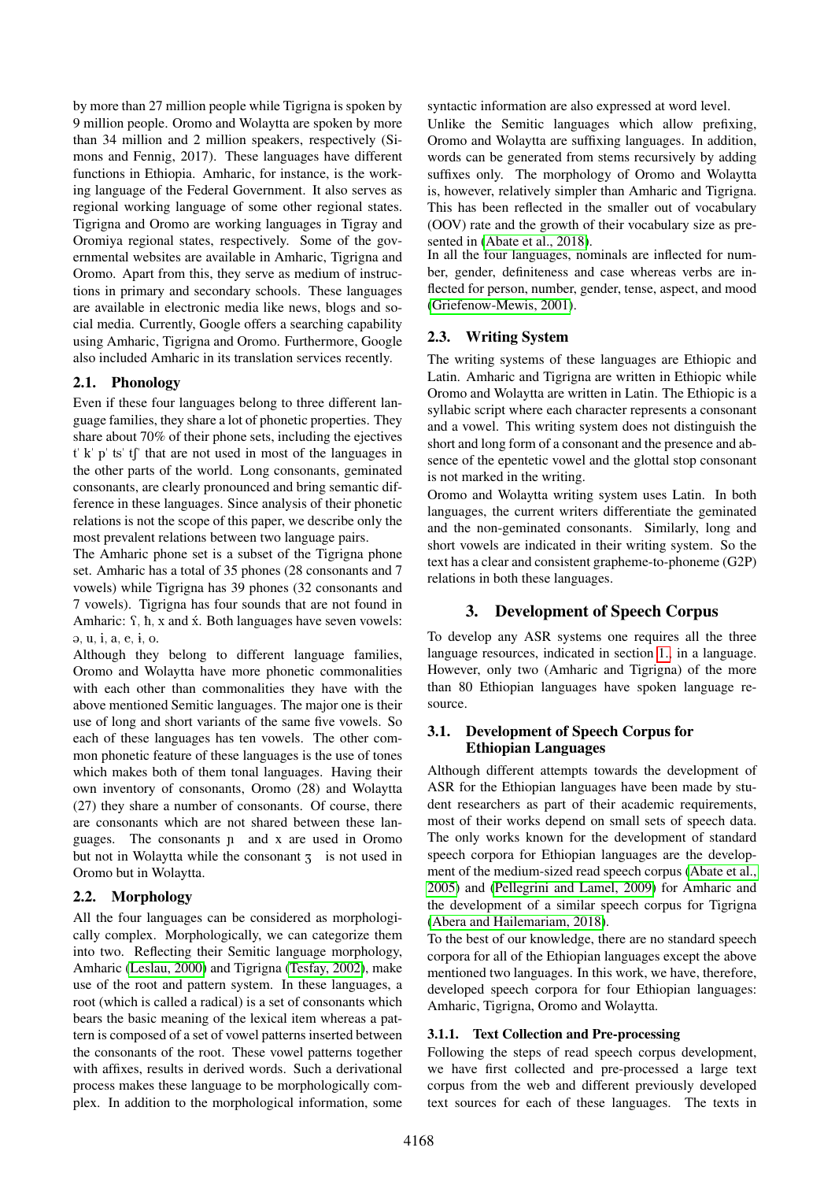by more than 27 million people while Tigrigna is spoken by 9 million people. Oromo and Wolaytta are spoken by more than 34 million and 2 million speakers, respectively (Simons and Fennig, 2017). These languages have different functions in Ethiopia. Amharic, for instance, is the working language of the Federal Government. It also serves as regional working language of some other regional states. Tigrigna and Oromo are working languages in Tigray and Oromiya regional states, respectively. Some of the governmental websites are available in Amharic, Tigrigna and Oromo. Apart from this, they serve as medium of instructions in primary and secondary schools. These languages are available in electronic media like news, blogs and social media. Currently, Google offers a searching capability using Amharic, Tigrigna and Oromo. Furthermore, Google also included Amharic in its translation services recently.

### 2.1. Phonology

Even if these four languages belong to three different language families, they share a lot of phonetic properties. They share about 70% of their phone sets, including the ejectives tʾ kʾ pʾ tsʾ tʃʾ that are not used in most of the languages in the other parts of the world. Long consonants, geminated consonants, are clearly pronounced and bring semantic difference in these languages. Since analysis of their phonetic relations is not the scope of this paper, we describe only the most prevalent relations between two language pairs.

The Amharic phone set is a subset of the Tigrigna phone set. Amharic has a total of 35 phones (28 consonants and 7 vowels) while Tigrigna has 39 phones (32 consonants and 7 vowels). Tigrigna has four sounds that are not found in Amharic: ʕ, ħ, x and x́. Both languages have seven vowels: ə, u, i, a, e, ɨ, o.

Although they belong to different language families, Oromo and Wolaytta have more phonetic commonalities with each other than commonalities they have with the above mentioned Semitic languages. The major one is their use of long and short variants of the same five vowels. So each of these languages has ten vowels. The other common phonetic feature of these languages is the use of tones which makes both of them tonal languages. Having their own inventory of consonants, Oromo (28) and Wolaytta (27) they share a number of consonants. Of course, there are consonants which are not shared between these languages. The consonants ɲ and x are used in Oromo but not in Wolaytta while the consonant ʒ is not used in Oromo but in Wolaytta.

### 2.2. Morphology

All the four languages can be considered as morphologically complex. Morphologically, we can categorize them into two. Reflecting their Semitic language morphology, Amharic (Leslau, 2000) and Tigrigna (Tesfay, 2002), make use of the root and pattern system. In these languages, a root (which is called a radical) is a set of consonants which bears the basic meaning of the lexical item whereas a pattern is composed of a set of vowel patterns inserted between the consonants of the root. These vowel patterns together with affixes, results in derived words. Such a derivational process makes these language to be morphologically complex. In addition to the morphological information, some syntactic information are also expressed at word level.

Unlike the Semitic languages which allow prefixing, Oromo and Wolaytta are suffixing languages. In addition, words can be generated from stems recursively by adding suffixes only. The morphology of Oromo and Wolaytta is, however, relatively simpler than Amharic and Tigrigna. This has been reflected in the smaller out of vocabulary (OOV) rate and the growth of their vocabulary size as presented in (Abate et al., 2018).

In all the four languages, nominals are inflected for number, gender, definiteness and case whereas verbs are inflected for person, number, gender, tense, aspect, and mood (Griefenow-Mewis, 2001).

### 2.3. Writing System

The writing systems of these languages are Ethiopic and Latin. Amharic and Tigrigna are written in Ethiopic while Oromo and Wolaytta are written in Latin. The Ethiopic is a syllabic script where each character represents a consonant and a vowel. This writing system does not distinguish the short and long form of a consonant and the presence and absence of the epentetic vowel and the glottal stop consonant is not marked in the writing.

Oromo and Wolaytta writing system uses Latin. In both languages, the current writers differentiate the geminated and the non-geminated consonants. Similarly, long and short vowels are indicated in their writing system. So the text has a clear and consistent grapheme-to-phoneme (G2P) relations in both these languages.

## 3. Development of Speech Corpus

To develop any ASR systems one requires all the three language resources, indicated in section 1., in a language. However, only two (Amharic and Tigrigna) of the more than 80 Ethiopian languages have spoken language resource.

### 3.1. Development of Speech Corpus for Ethiopian Languages

Although different attempts towards the development of ASR for the Ethiopian languages have been made by student researchers as part of their academic requirements, most of their works depend on small sets of speech data. The only works known for the development of standard speech corpora for Ethiopian languages are the development of the medium-sized read speech corpus (Abate et al., 2005) and (Pellegrini and Lamel, 2009) for Amharic and the development of a similar speech corpus for Tigrigna (Abera and Hailemariam, 2018).

To the best of our knowledge, there are no standard speech corpora for all of the Ethiopian languages except the above mentioned two languages. In this work, we have, therefore, developed speech corpora for four Ethiopian languages: Amharic, Tigrigna, Oromo and Wolaytta.

#### 3.1.1. Text Collection and Pre-processing

Following the steps of read speech corpus development, we have first collected and pre-processed a large text corpus from the web and different previously developed text sources for each of these languages. The texts in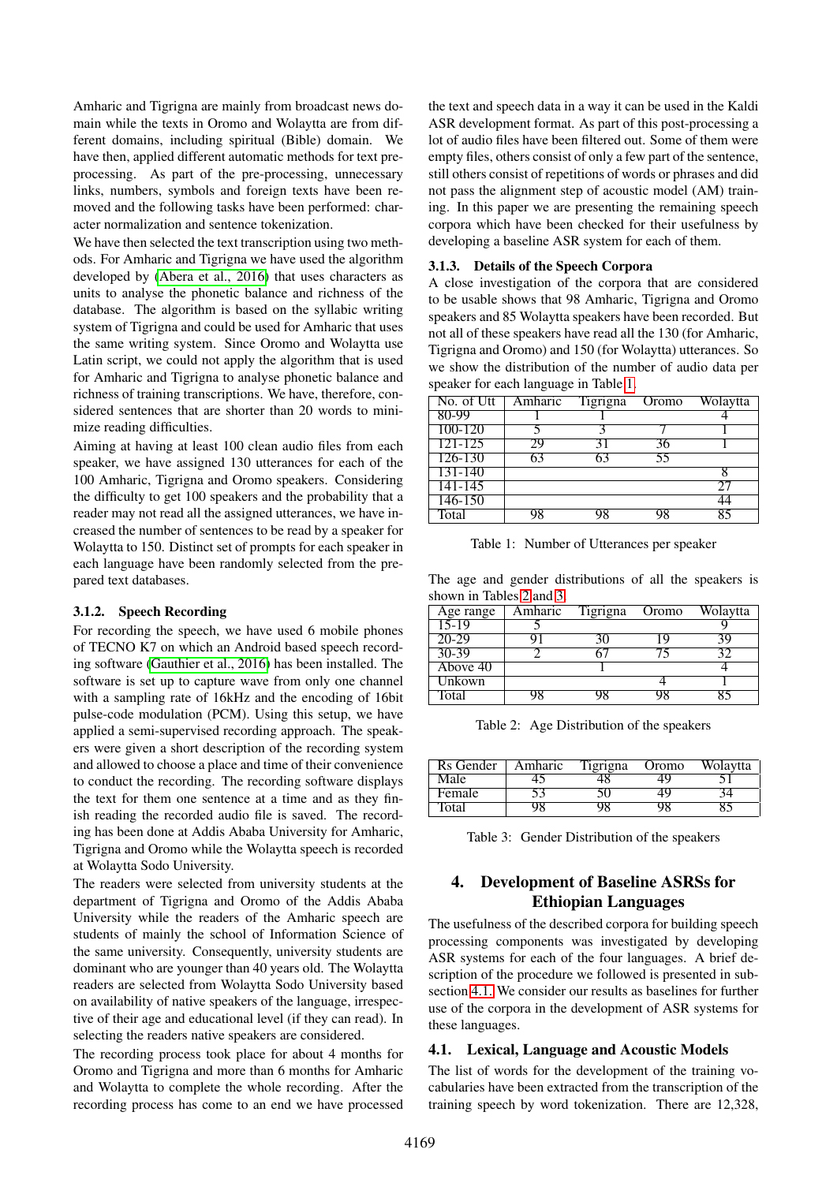Amharic and Tigrigna are mainly from broadcast news domain while the texts in Oromo and Wolaytta are from different domains, including spiritual (Bible) domain. We have then, applied different automatic methods for text preprocessing. As part of the pre-processing, unnecessary links, numbers, symbols and foreign texts have been removed and the following tasks have been performed: character normalization and sentence tokenization.

We have then selected the text transcription using two methods. For Amharic and Tigrigna we have used the algorithm developed by (Abera et al., 2016) that uses characters as units to analyse the phonetic balance and richness of the database. The algorithm is based on the syllabic writing system of Tigrigna and could be used for Amharic that uses the same writing system. Since Oromo and Wolaytta use Latin script, we could not apply the algorithm that is used for Amharic and Tigrigna to analyse phonetic balance and richness of training transcriptions. We have, therefore, considered sentences that are shorter than 20 words to minimize reading difficulties.

Aiming at having at least 100 clean audio files from each speaker, we have assigned 130 utterances for each of the 100 Amharic, Tigrigna and Oromo speakers. Considering the difficulty to get 100 speakers and the probability that a reader may not read all the assigned utterances, we have increased the number of sentences to be read by a speaker for Wolaytta to 150. Distinct set of prompts for each speaker in each language have been randomly selected from the prepared text databases.

### 3.1.2. Speech Recording

For recording the speech, we have used 6 mobile phones of TECNO K7 on which an Android based speech recording software (Gauthier et al., 2016) has been installed. The software is set up to capture wave from only one channel with a sampling rate of 16kHz and the encoding of 16bit pulse-code modulation (PCM). Using this setup, we have applied a semi-supervised recording approach. The speakers were given a short description of the recording system and allowed to choose a place and time of their convenience to conduct the recording. The recording software displays the text for them one sentence at a time and as they finish reading the recorded audio file is saved. The recording has been done at Addis Ababa University for Amharic, Tigrigna and Oromo while the Wolaytta speech is recorded at Wolaytta Sodo University.

The readers were selected from university students at the department of Tigrigna and Oromo of the Addis Ababa University while the readers of the Amharic speech are students of mainly the school of Information Science of the same university. Consequently, university students are dominant who are younger than 40 years old. The Wolaytta readers are selected from Wolaytta Sodo University based on availability of native speakers of the language, irrespective of their age and educational level (if they can read). In selecting the readers native speakers are considered.

The recording process took place for about 4 months for Oromo and Tigrigna and more than 6 months for Amharic and Wolaytta to complete the whole recording. After the recording process has come to an end we have processed the text and speech data in a way it can be used in the Kaldi ASR development format. As part of this post-processing a lot of audio files have been filtered out. Some of them were empty files, others consist of only a few part of the sentence, still others consist of repetitions of words or phrases and did not pass the alignment step of acoustic model (AM) training. In this paper we are presenting the remaining speech corpora which have been checked for their usefulness by developing a baseline ASR system for each of them.

### 3.1.3. Details of the Speech Corpora

A close investigation of the corpora that are considered to be usable shows that 98 Amharic, Tigrigna and Oromo speakers and 85 Wolaytta speakers have been recorded. But not all of these speakers have read all the 130 (for Amharic, Tigrigna and Oromo) and 150 (for Wolaytta) utterances. So we show the distribution of the number of audio data per speaker for each language in Table 1.

| No. of Utt | Amharic | Tigrigna | Oromo | Wolaytta |
|---|---|---|---|---|
| 80-99 | 1 | 1 | | 4 |
| 100-120 | 5 | 3 | 7 | 1 |
| 121-125 | 29 | 31 | 36 | 1 |
| 126-130 | 63 | 63 | 55 | |
| 131-140 | | | | 8 |
| 141-145 | | | | 27 |
| 146-150 | | | | 44 |
| Total | 98 | 98 | 98 | 85 |

Table 1: Number of Utterances per speaker

The age and gender distributions of all the speakers is shown in Tables 2 and 3.

| Age range | Amharic | Tigrigna | Oromo | Wolaytta |
|---|---|---|---|---|
| 15-19 | 5 | | | 9 |
| 20-29 | 91 | 30 | 19 | 39 |
| 30-39 | 2 | 67 | 75 | 32 |
| Above 40 | | 1 | | 4 |
| Unkown | | | 4 | 1 |
| Total | 98 | 98 | 98 | 85 |

Table 2: Age Distribution of the speakers

| Rs Gender | Amharic | Tigrigna | Oromo | Wolaytta |
|---|---|---|---|---|
| Male | 45 | 48 | 49 | 51 |
| Female | 53 | 50 | 49 | 34 |
| Total | 98 | 98 | 98 | 85 |

Table 3: Gender Distribution of the speakers

## 4. Development of Baseline ASRSs for Ethiopian Languages

The usefulness of the described corpora for building speech processing components was investigated by developing ASR systems for each of the four languages. A brief description of the procedure we followed is presented in subsection 4.1. We consider our results as baselines for further use of the corpora in the development of ASR systems for these languages.

### 4.1. Lexical, Language and Acoustic Models

The list of words for the development of the training vocabularies have been extracted from the transcription of the training speech by word tokenization. There are 12,328,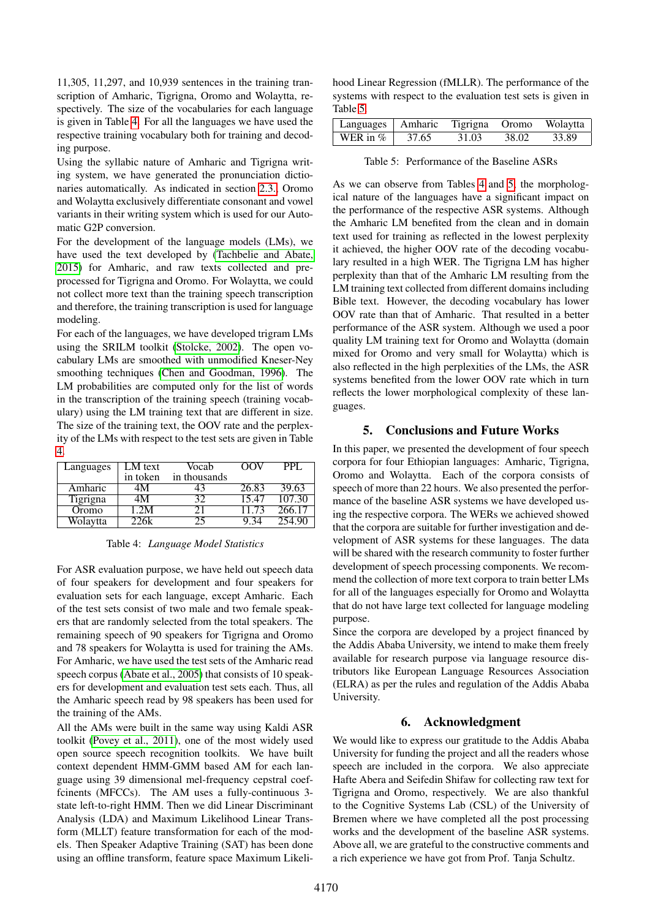11,305, 11,297, and 10,939 sentences in the training transcription of Amharic, Tigrigna, Oromo and Wolaytta, respectively. The size of the vocabularies for each language is given in Table 4. For all the languages we have used the respective training vocabulary both for training and decoding purpose.

Using the syllabic nature of Amharic and Tigrigna writing system, we have generated the pronunciation dictionaries automatically. As indicated in section 2.3., Oromo and Wolaytta exclusively differentiate consonant and vowel variants in their writing system which is used for our Automatic G2P conversion.

For the development of the language models (LMs), we have used the text developed by (Tachbelie and Abate, 2015) for Amharic, and raw texts collected and preprocessed for Tigrigna and Oromo. For Wolaytta, we could not collect more text than the training speech transcription and therefore, the training transcription is used for language modeling.

For each of the languages, we have developed trigram LMs using the SRILM toolkit (Stolcke, 2002). The open vocabulary LMs are smoothed with unmodified Kneser-Ney smoothing techniques (Chen and Goodman, 1996). The LM probabilities are computed only for the list of words in the transcription of the training speech (training vocabulary) using the LM training text that are different in size. The size of the training text, the OOV rate and the perplexity of the LMs with respect to the test sets are given in Table 4.

| Languages | LM text in token | Vocab in thousands | OOV | PPL |
|---|---|---|---|---|
| Amharic | 4M | 43 | 26.83 | 39.63 |
| Tigrigna | 4M | 32 | 15.47 | 107.30 |
| Oromo | 1.2M | 21 | 11.73 | 266.17 |
| Wolaytta | 226k | 25 | 9.34 | 254.90 |

Table 4: *Language Model Statistics*

For ASR evaluation purpose, we have held out speech data of four speakers for development and four speakers for evaluation sets for each language, except Amharic. Each of the test sets consist of two male and two female speakers that are randomly selected from the total speakers. The remaining speech of 90 speakers for Tigrigna and Oromo and 78 speakers for Wolaytta is used for training the AMs. For Amharic, we have used the test sets of the Amharic read speech corpus (Abate et al., 2005) that consists of 10 speakers for development and evaluation test sets each. Thus, all the Amharic speech read by 98 speakers has been used for the training of the AMs.

All the AMs were built in the same way using Kaldi ASR toolkit (Povey et al., 2011), one of the most widely used open source speech recognition toolkits. We have built context dependent HMM-GMM based AM for each language using 39 dimensional mel-frequency cepstral coefficients (MFCCs). The AM uses a fully-continuous 3-state left-to-right HMM. Then we did Linear Discriminant Analysis (LDA) and Maximum Likelihood Linear Transform (MLLT) feature transformation for each of the models. Then Speaker Adaptive Training (SAT) has been done using an offline transform, feature space Maximum Likelihood Linear Regression (fMLLR). The performance of the systems with respect to the evaluation test sets is given in Table 5.

| Languages | Amharic | Tigrigna | Oromo | Wolaytta |
|---|---|---|---|---|
| WER in % | 37.65 | 31.03 | 38.02 | 33.89 |

Table 5: Performance of the Baseline ASRs

As we can observe from Tables 4 and 5, the morphological nature of the languages have a significant impact on the performance of the respective ASR systems. Although the Amharic LM benefited from the clean and in domain text used for training as reflected in the lowest perplexity it achieved, the higher OOV rate of the decoding vocabulary resulted in a high WER. The Tigrigna LM has higher perplexity than that of the Amharic LM resulting from the LM training text collected from different domains including Bible text. However, the decoding vocabulary has lower OOV rate than that of Amharic. That resulted in a better performance of the ASR system. Although we used a poor quality LM training text for Oromo and Wolaytta (domain mixed for Oromo and very small for Wolaytta) which is also reflected in the high perplexities of the LMs, the ASR systems benefited from the lower OOV rate which in turn reflects the lower morphological complexity of these languages.

## 5. Conclusions and Future Works

In this paper, we presented the development of four speech corpora for four Ethiopian languages: Amharic, Tigrigna, Oromo and Wolaytta. Each of the corpora consists of speech of more than 22 hours. We also presented the performance of the baseline ASR systems we have developed using the respective corpora. The WERs we achieved showed that the corpora are suitable for further investigation and development of ASR systems for these languages. The data will be shared with the research community to foster further development of speech processing components. We recommend the collection of more text corpora to train better LMs for all of the languages especially for Oromo and Wolaytta that do not have large text collected for language modeling purpose.

Since the corpora are developed by a project financed by the Addis Ababa University, we intend to make them freely available for research purpose via language resource distributors like European Language Resources Association (ELRA) as per the rules and regulation of the Addis Ababa University.

## 6. Acknowledgment

We would like to express our gratitude to the Addis Ababa University for funding the project and all the readers whose speech are included in the corpora. We also appreciate Hafte Abera and Seifedin Shifaw for collecting raw text for Tigrigna and Oromo, respectively. We are also thankful to the Cognitive Systems Lab (CSL) of the University of Bremen where we have completed all the post processing works and the development of the baseline ASR systems. Above all, we are grateful to the constructive comments and a rich experience we have got from Prof. Tanja Schultz.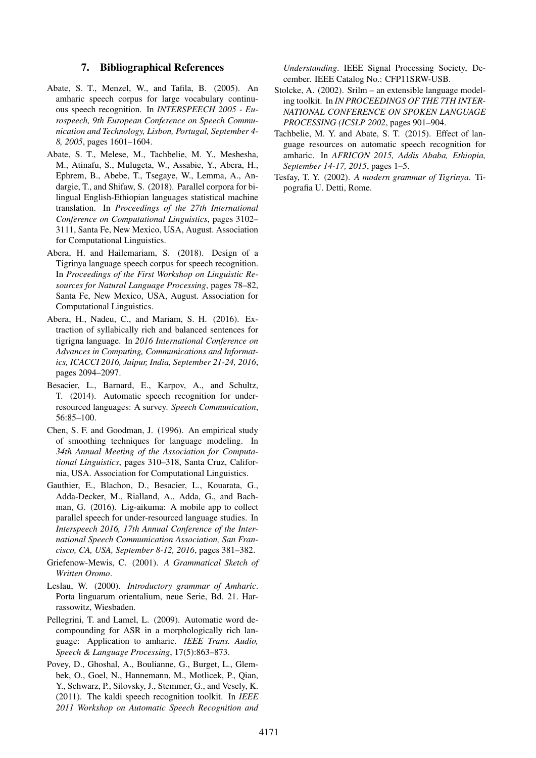## 7. Bibliographical References

Abate, S. T., Menzel, W., and Tafila, B. (2005). An amharic speech corpus for large vocabulary continuous speech recognition. In *INTERSPEECH 2005 - Eurospeech, 9th European Conference on Speech Communication and Technology, Lisbon, Portugal, September 4-8, 2005*, pages 1601–1604.

Abate, S. T., Melese, M., Tachbelie, M. Y., Meshesha, M., Atinafu, S., Mulugeta, W., Assabie, Y., Abera, H., Ephrem, B., Abebe, T., Tsegaye, W., Lemma, A., Andargie, T., and Shifaw, S. (2018). Parallel corpora for bilingual English-Ethiopian languages statistical machine translation. In *Proceedings of the 27th International Conference on Computational Linguistics*, pages 3102–3111, Santa Fe, New Mexico, USA, August. Association for Computational Linguistics.

Abera, H. and Hailemariam, S. (2018). Design of a Tigrinya language speech corpus for speech recognition. In *Proceedings of the First Workshop on Linguistic Resources for Natural Language Processing*, pages 78–82, Santa Fe, New Mexico, USA, August. Association for Computational Linguistics.

Abera, H., Nadeu, C., and Mariam, S. H. (2016). Extraction of syllabically rich and balanced sentences for tigrigna language. In *2016 International Conference on Advances in Computing, Communications and Informatics, ICACCI 2016, Jaipur, India, September 21-24, 2016*, pages 2094–2097.

Besacier, L., Barnard, E., Karpov, A., and Schultz, T. (2014). Automatic speech recognition for under-resourced languages: A survey. *Speech Communication*, 56:85–100.

Chen, S. F. and Goodman, J. (1996). An empirical study of smoothing techniques for language modeling. In *34th Annual Meeting of the Association for Computational Linguistics*, pages 310–318, Santa Cruz, California, USA. Association for Computational Linguistics.

Gauthier, E., Blachon, D., Besacier, L., Kouarata, G., Adda-Decker, M., Rialland, A., Adda, G., and Bachman, G. (2016). Lig-aikuma: A mobile app to collect parallel speech for under-resourced language studies. In *Interspeech 2016, 17th Annual Conference of the International Speech Communication Association, San Francisco, CA, USA, September 8-12, 2016*, pages 381–382.

Griefenow-Mewis, C. (2001). *A Grammatical Sketch of Written Oromo*.

Leslau, W. (2000). *Introductory grammar of Amharic*. Porta linguarum orientalium, neue Serie, Bd. 21. Harrassowitz, Wiesbaden.

Pellegrini, T. and Lamel, L. (2009). Automatic word decompounding for ASR in a morphologically rich language: Application to amharic. *IEEE Trans. Audio, Speech & Language Processing*, 17(5):863–873.

Povey, D., Ghoshal, A., Boulianne, G., Burget, L., Glembek, O., Goel, N., Hannemann, M., Motlicek, P., Qian, Y., Schwarz, P., Silovsky, J., Stemmer, G., and Vesely, K. (2011). The kaldi speech recognition toolkit. In *IEEE 2011 Workshop on Automatic Speech Recognition and Understanding*. IEEE Signal Processing Society, December. IEEE Catalog No.: CFP11SRW-USB.

Stolcke, A. (2002). Srilm – an extensible language modeling toolkit. In *IN PROCEEDINGS OF THE 7TH INTERNATIONAL CONFERENCE ON SPOKEN LANGUAGE PROCESSING (ICSLP 2002*, pages 901–904.

Tachbelie, M. Y. and Abate, S. T. (2015). Effect of language resources on automatic speech recognition for amharic. In *AFRICON 2015, Addis Ababa, Ethiopia, September 14-17, 2015*, pages 1–5.

Tesfay, T. Y. (2002). *A modern grammar of Tigrinya*. Tipografia U. Detti, Rome.